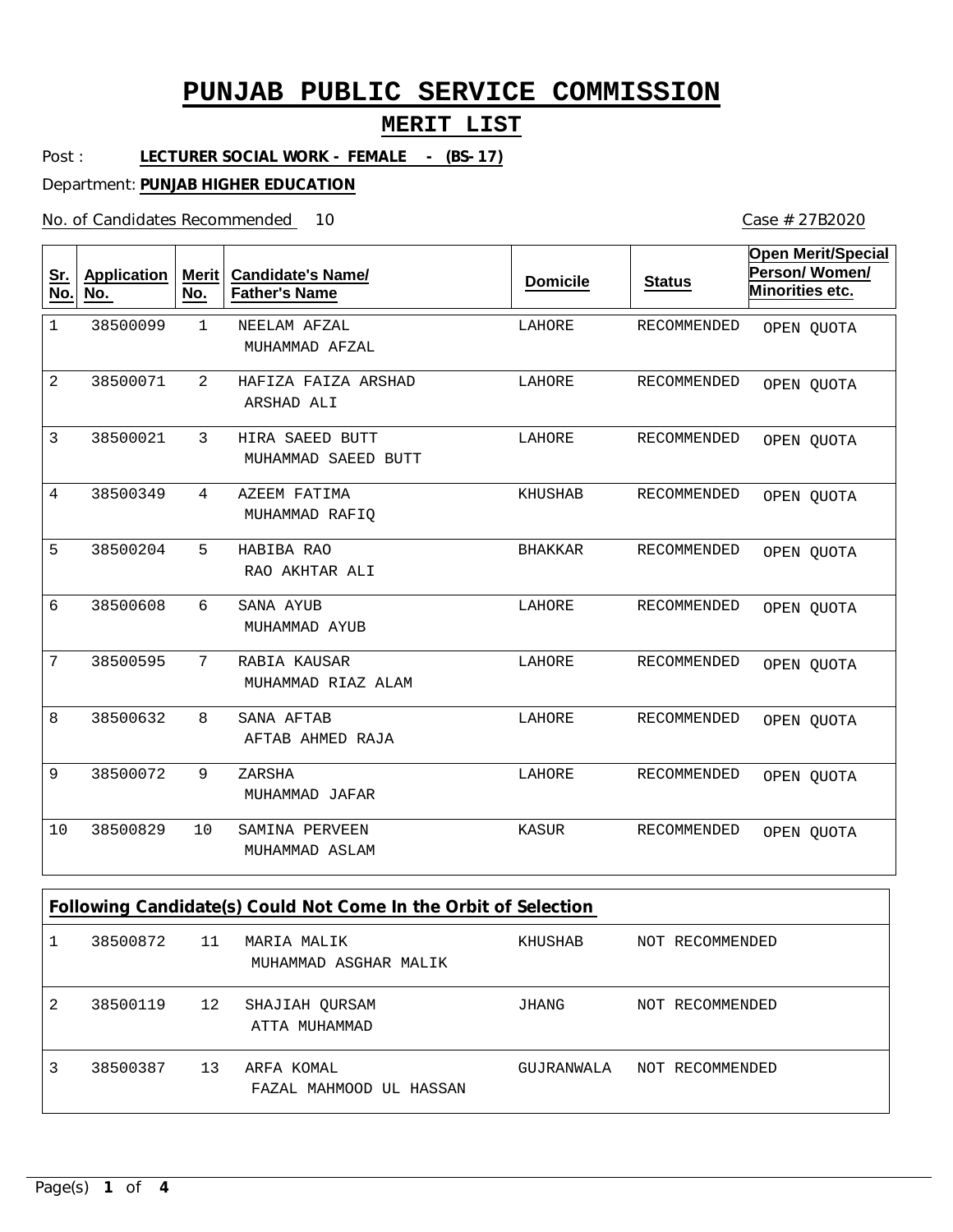# PUNJAB PUBLIC SERVICE COMMISSION

## MERIT LIST

Post : **LECTURER SOCIAL WORK - FEMALE - (BS-17)**

Department: **PUNJAB HIGHER EDUCATION**

No. of Candidates Recommended 10

Case # 27B2020

| Sr. No. | Application No. | Merit No. | Candidate's Name/ Father's Name | Domicile | Status | Open Merit/Special Person/ Women/ Minorities etc. |
|---|---|---|---|---|---|---|
| 1 | 38500099 | 1 | NEELAM AFZAL<br>MUHAMMAD AFZAL | LAHORE | RECOMMENDED | OPEN QUOTA |
| 2 | 38500071 | 2 | HAFIZA FAIZA ARSHAD<br>ARSHAD ALI | LAHORE | RECOMMENDED | OPEN QUOTA |
| 3 | 38500021 | 3 | HIRA SAEED BUTT<br>MUHAMMAD SAEED BUTT | LAHORE | RECOMMENDED | OPEN QUOTA |
| 4 | 38500349 | 4 | AZEEM FATIMA<br>MUHAMMAD RAFIQ | KHUSHAB | RECOMMENDED | OPEN QUOTA |
| 5 | 38500204 | 5 | HABIBA RAO<br>RAO AKHTAR ALI | BHAKKAR | RECOMMENDED | OPEN QUOTA |
| 6 | 38500608 | 6 | SANA AYUB<br>MUHAMMAD AYUB | LAHORE | RECOMMENDED | OPEN QUOTA |
| 7 | 38500595 | 7 | RABIA KAUSAR<br>MUHAMMAD RIAZ ALAM | LAHORE | RECOMMENDED | OPEN QUOTA |
| 8 | 38500632 | 8 | SANA AFTAB<br>AFTAB AHMED RAJA | LAHORE | RECOMMENDED | OPEN QUOTA |
| 9 | 38500072 | 9 | ZARSHA<br>MUHAMMAD JAFAR | LAHORE | RECOMMENDED | OPEN QUOTA |
| 10 | 38500829 | 10 | SAMINA PERVEEN<br>MUHAMMAD ASLAM | KASUR | RECOMMENDED | OPEN QUOTA |

**Following Candidate(s) Could Not Come In the Orbit of Selection**

| Sr. No. | Application No. | Merit No. | Candidate's Name/ Father's Name | Domicile | Status |
|---|---|---|---|---|---|
| 1 | 38500872 | 11 | MARIA MALIK<br>MUHAMMAD ASGHAR MALIK | KHUSHAB | NOT RECOMMENDED |
| 2 | 38500119 | 12 | SHAJIAH QURSAM<br>ATTA MUHAMMAD | JHANG | NOT RECOMMENDED |
| 3 | 38500387 | 13 | ARFA KOMAL<br>FAZAL MAHMOOD UL HASSAN | GUJRANWALA | NOT RECOMMENDED |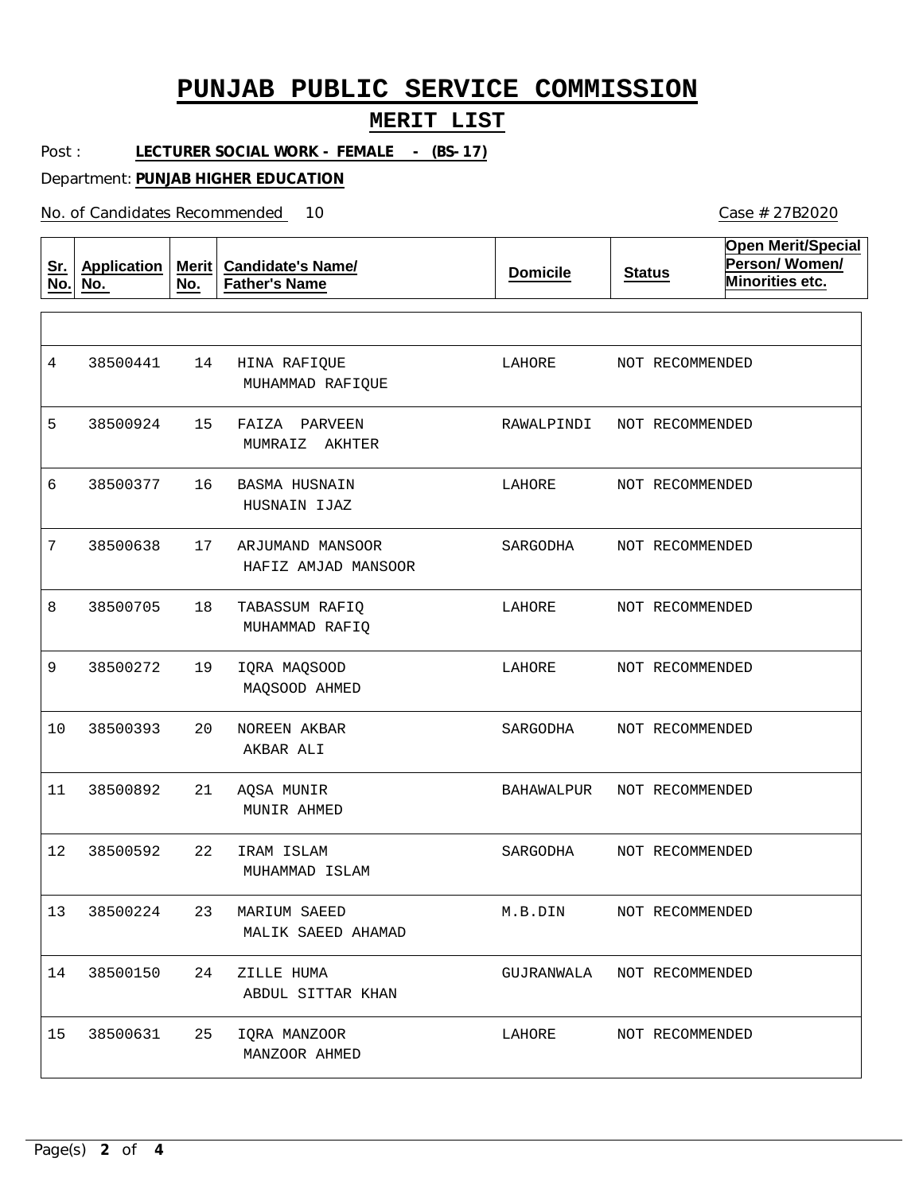# PUNJAB PUBLIC SERVICE COMMISSION

## MERIT LIST

Post : **LECTURER SOCIAL WORK - FEMALE - (BS-17)**

Department: **PUNJAB HIGHER EDUCATION**

No. of Candidates Recommended 10

Case # 27B2020

| Sr. No. | Application No. | Merit No. | Candidate's Name/ Father's Name | Domicile | Status | Open Merit/Special Person/ Women/ Minorities etc. |
|---|---|---|---|---|---|---|
| 4 | 38500441 | 14 | HINA RAFIQUE<br>MUHAMMAD RAFIQUE | LAHORE | NOT RECOMMENDED | |
| 5 | 38500924 | 15 | FAIZA PARVEEN<br>MUMRAIZ AKHTER | RAWALPINDI | NOT RECOMMENDED | |
| 6 | 38500377 | 16 | BASMA HUSNAIN<br>HUSNAIN IJAZ | LAHORE | NOT RECOMMENDED | |
| 7 | 38500638 | 17 | ARJUMAND MANSOOR<br>HAFIZ AMJAD MANSOOR | SARGODHA | NOT RECOMMENDED | |
| 8 | 38500705 | 18 | TABASSUM RAFIQ<br>MUHAMMAD RAFIQ | LAHORE | NOT RECOMMENDED | |
| 9 | 38500272 | 19 | IQRA MAQSOOD<br>MAQSOOD AHMED | LAHORE | NOT RECOMMENDED | |
| 10 | 38500393 | 20 | NOREEN AKBAR<br>AKBAR ALI | SARGODHA | NOT RECOMMENDED | |
| 11 | 38500892 | 21 | AQSA MUNIR<br>MUNIR AHMED | BAHAWALPUR | NOT RECOMMENDED | |
| 12 | 38500592 | 22 | IRAM ISLAM<br>MUHAMMAD ISLAM | SARGODHA | NOT RECOMMENDED | |
| 13 | 38500224 | 23 | MARIUM SAEED<br>MALIK SAEED AHAMAD | M.B.DIN | NOT RECOMMENDED | |
| 14 | 38500150 | 24 | ZILLE HUMA<br>ABDUL SITTAR KHAN | GUJRANWALA | NOT RECOMMENDED | |
| 15 | 38500631 | 25 | IQRA MANZOOR<br>MANZOOR AHMED | LAHORE | NOT RECOMMENDED | |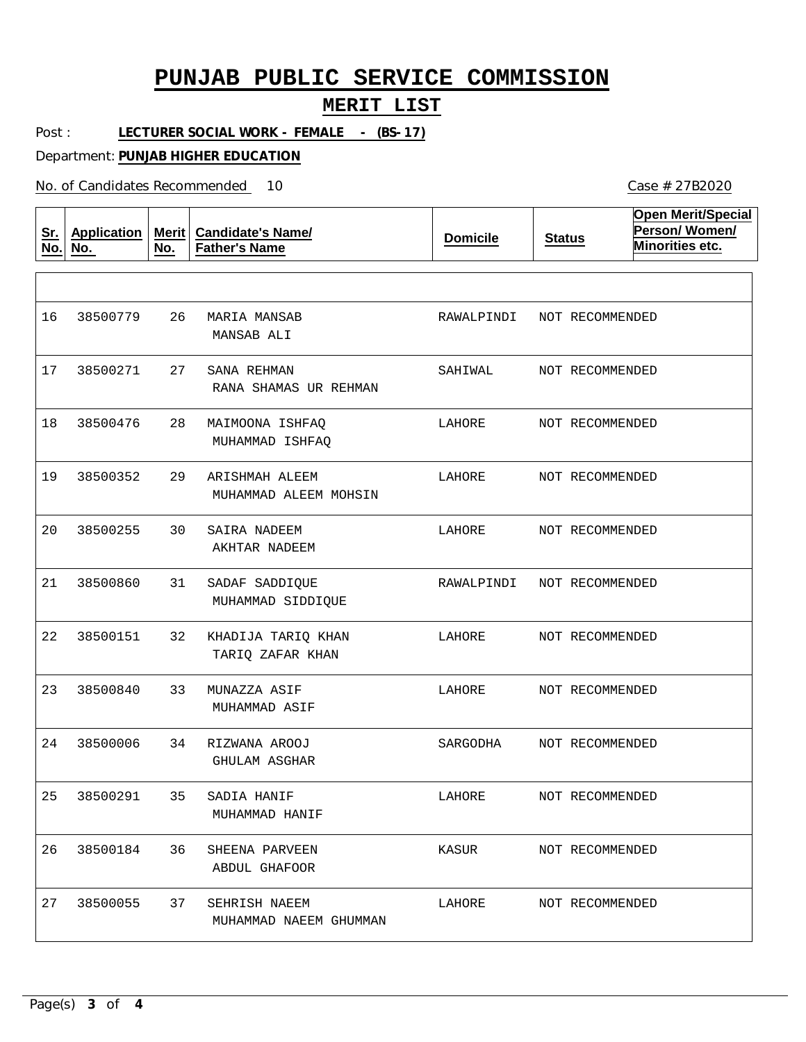# PUNJAB PUBLIC SERVICE COMMISSION

## MERIT LIST

Post : **LECTURER SOCIAL WORK - FEMALE - (BS-17)**

Department: **PUNJAB HIGHER EDUCATION**

No. of Candidates Recommended 10

Case # 27B2020

| Sr. No. | Application No. | Merit No. | Candidate's Name/ Father's Name | Domicile | Status | Open Merit/Special Person/ Women/ Minorities etc. |
|---|---|---|---|---|---|---|
| 16 | 38500779 | 26 | MARIA MANSAB<br>MANSAB ALI | RAWALPINDI | NOT RECOMMENDED | |
| 17 | 38500271 | 27 | SANA REHMAN<br>RANA SHAMAS UR REHMAN | SAHIWAL | NOT RECOMMENDED | |
| 18 | 38500476 | 28 | MAIMOONA ISHFAQ<br>MUHAMMAD ISHFAQ | LAHORE | NOT RECOMMENDED | |
| 19 | 38500352 | 29 | ARISHMAH ALEEM<br>MUHAMMAD ALEEM MOHSIN | LAHORE | NOT RECOMMENDED | |
| 20 | 38500255 | 30 | SAIRA NADEEM<br>AKHTAR NADEEM | LAHORE | NOT RECOMMENDED | |
| 21 | 38500860 | 31 | SADAF SADDIQUE<br>MUHAMMAD SIDDIQUE | RAWALPINDI | NOT RECOMMENDED | |
| 22 | 38500151 | 32 | KHADIJA TARIQ KHAN<br>TARIQ ZAFAR KHAN | LAHORE | NOT RECOMMENDED | |
| 23 | 38500840 | 33 | MUNAZZA ASIF<br>MUHAMMAD ASIF | LAHORE | NOT RECOMMENDED | |
| 24 | 38500006 | 34 | RIZWANA AROOJ<br>GHULAM ASGHAR | SARGODHA | NOT RECOMMENDED | |
| 25 | 38500291 | 35 | SADIA HANIF<br>MUHAMMAD HANIF | LAHORE | NOT RECOMMENDED | |
| 26 | 38500184 | 36 | SHEENA PARVEEN<br>ABDUL GHAFOOR | KASUR | NOT RECOMMENDED | |
| 27 | 38500055 | 37 | SEHRISH NAEEM<br>MUHAMMAD NAEEM GHUMMAN | LAHORE | NOT RECOMMENDED | |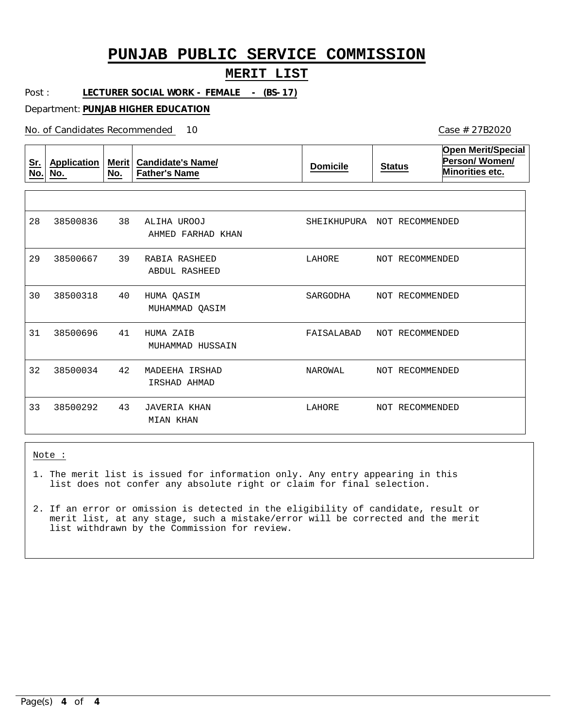# PUNJAB PUBLIC SERVICE COMMISSION

## MERIT LIST

Post : **LECTURER SOCIAL WORK - FEMALE - (BS-17)**

Department: **PUNJAB HIGHER EDUCATION**

No. of Candidates Recommended 10

Case # 27B2020

| Sr. No. | Application No. | Merit No. | Candidate's Name/ Father's Name | Domicile | Status | Open Merit/Special Person/ Women/ Minorities etc. |
|---|---|---|---|---|---|---|
| 28 | 38500836 | 38 | ALIHA UROOJ<br>AHMED FARHAD KHAN | SHEIKHUPURA | NOT RECOMMENDED | |
| 29 | 38500667 | 39 | RABIA RASHEED<br>ABDUL RASHEED | LAHORE | NOT RECOMMENDED | |
| 30 | 38500318 | 40 | HUMA QASIM<br>MUHAMMAD QASIM | SARGODHA | NOT RECOMMENDED | |
| 31 | 38500696 | 41 | HUMA ZAIB<br>MUHAMMAD HUSSAIN | FAISALABAD | NOT RECOMMENDED | |
| 32 | 38500034 | 42 | MADEEHA IRSHAD<br>IRSHAD AHMAD | NAROWAL | NOT RECOMMENDED | |
| 33 | 38500292 | 43 | JAVERIA KHAN<br>MIAN KHAN | LAHORE | NOT RECOMMENDED | |

Note :

1. The merit list is issued for information only. Any entry appearing in this list does not confer any absolute right or claim for final selection.
2. If an error or omission is detected in the eligibility of candidate, result or merit list, at any stage, such a mistake/error will be corrected and the merit list withdrawn by the Commission for review.